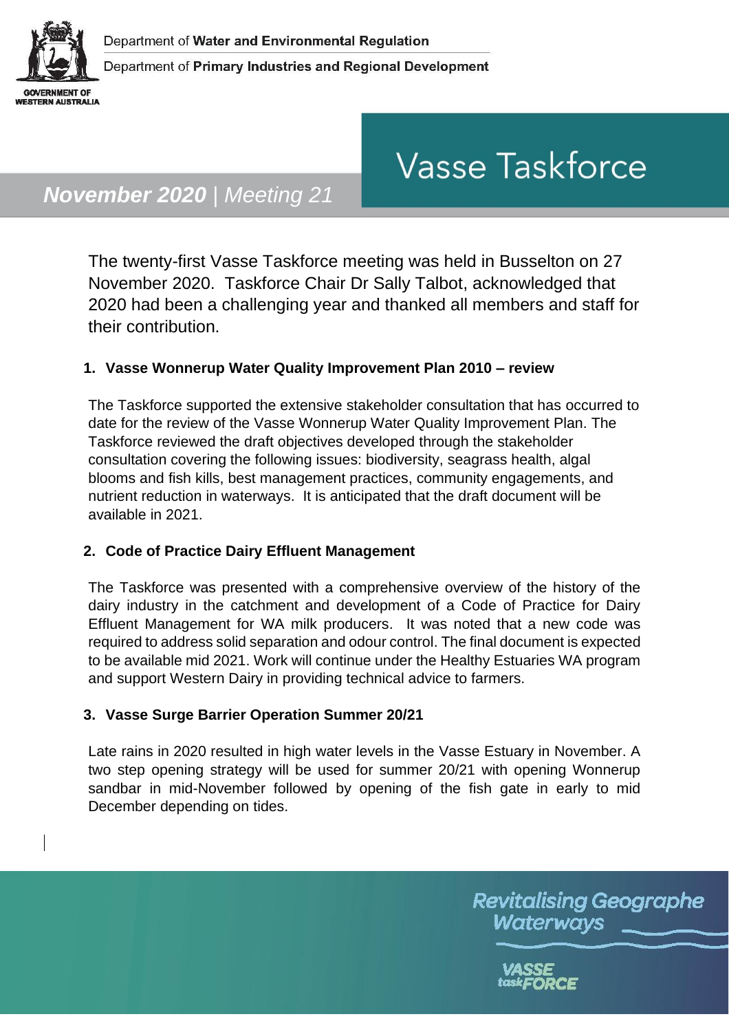Department of **Water and Environmental Regulation**

Department of **Primary Industries and Regional Development**

GOVERNMENT OF WESTERN AUSTRALIA

# Vasse Taskforce

***November 2020** | Meeting 21*

The twenty-first Vasse Taskforce meeting was held in Busselton on 27 November 2020. Taskforce Chair Dr Sally Talbot, acknowledged that 2020 had been a challenging year and thanked all members and staff for their contribution.

## 1. Vasse Wonnerup Water Quality Improvement Plan 2010 – review

The Taskforce supported the extensive stakeholder consultation that has occurred to date for the review of the Vasse Wonnerup Water Quality Improvement Plan. The Taskforce reviewed the draft objectives developed through the stakeholder consultation covering the following issues: biodiversity, seagrass health, algal blooms and fish kills, best management practices, community engagements, and nutrient reduction in waterways. It is anticipated that the draft document will be available in 2021.

## 2. Code of Practice Dairy Effluent Management

The Taskforce was presented with a comprehensive overview of the history of the dairy industry in the catchment and development of a Code of Practice for Dairy Effluent Management for WA milk producers. It was noted that a new code was required to address solid separation and odour control. The final document is expected to be available mid 2021. Work will continue under the Healthy Estuaries WA program and support Western Dairy in providing technical advice to farmers.

## 3. Vasse Surge Barrier Operation Summer 20/21

Late rains in 2020 resulted in high water levels in the Vasse Estuary in November. A two step opening strategy will be used for summer 20/21 with opening Wonnerup sandbar in mid-November followed by opening of the fish gate in early to mid December depending on tides.

Revitalising Geographe Waterways

VASSE taskFORCE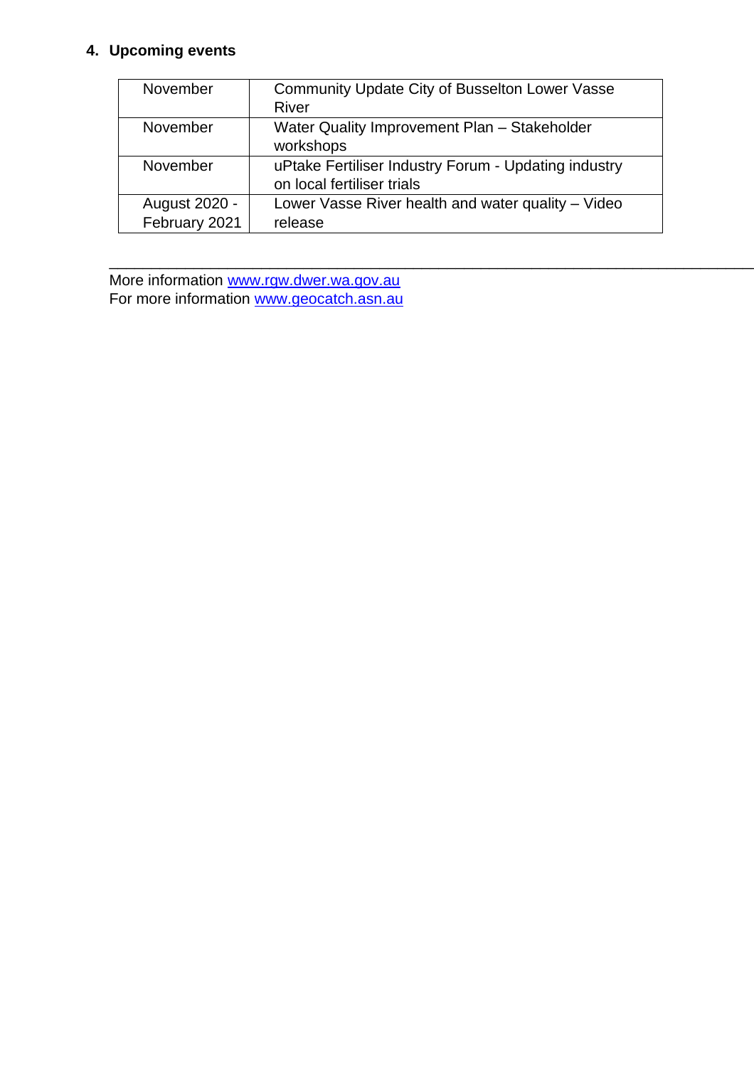## 4. Upcoming events

| | |
|---|---|
| November | Community Update City of Busselton Lower Vasse River |
| November | Water Quality Improvement Plan – Stakeholder workshops |
| November | uPtake Fertiliser Industry Forum - Updating industry on local fertiliser trials |
| August 2020 - February 2021 | Lower Vasse River health and water quality – Video release |

---

More information [www.rgw.dwer.wa.gov.au](http://www.rgw.dwer.wa.gov.au)
For more information [www.geocatch.asn.au](http://www.geocatch.asn.au)